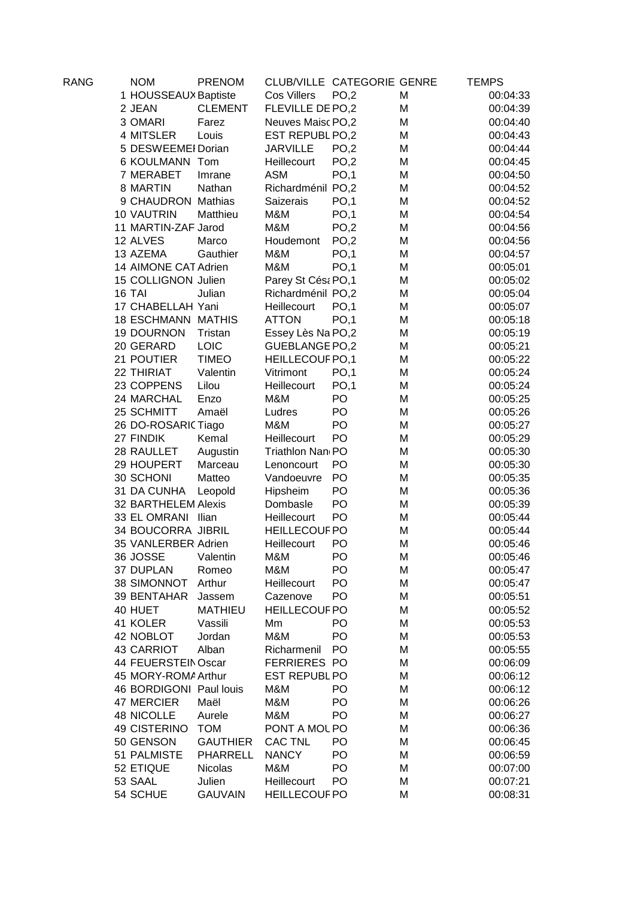| RANG | NOM | PRENOM | CLUB/VILLE | CATEGORIE | GENRE | TEMPS |
|---|---|---|---|---|---|---|
| 1 | HOUSSEAUX | Baptiste | Cos Villers | PO,2 | M | 00:04:33 |
| 2 | JEAN | CLEMENT | FLEVILLE DE | PO,2 | M | 00:04:39 |
| 3 | OMARI | Farez | Neuves Maisc | PO,2 | M | 00:04:40 |
| 4 | MITSLER | Louis | EST REPUBL | PO,2 | M | 00:04:43 |
| 5 | DESWEEMEI | Dorian | JARVILLE | PO,2 | M | 00:04:44 |
| 6 | KOULMANN | Tom | Heillecourt | PO,2 | M | 00:04:45 |
| 7 | MERABET | Imrane | ASM | PO,1 | M | 00:04:50 |
| 8 | MARTIN | Nathan | Richardménil | PO,2 | M | 00:04:52 |
| 9 | CHAUDRON | Mathias | Saizerais | PO,1 | M | 00:04:52 |
| 10 | VAUTRIN | Matthieu | M&M | PO,1 | M | 00:04:54 |
| 11 | MARTIN-ZAF | Jarod | M&M | PO,2 | M | 00:04:56 |
| 12 | ALVES | Marco | Houdemont | PO,2 | M | 00:04:56 |
| 13 | AZEMA | Gauthier | M&M | PO,1 | M | 00:04:57 |
| 14 | AIMONE CAT | Adrien | M&M | PO,1 | M | 00:05:01 |
| 15 | COLLIGNON | Julien | Parey St Césa | PO,1 | M | 00:05:02 |
| 16 | TAI | Julian | Richardménil | PO,2 | M | 00:05:04 |
| 17 | CHABELLAH | Yani | Heillecourt | PO,1 | M | 00:05:07 |
| 18 | ESCHMANN | MATHIS | ATTON | PO,1 | M | 00:05:18 |
| 19 | DOURNON | Tristan | Essey Lès Na | PO,2 | M | 00:05:19 |
| 20 | GERARD | LOIC | GUEBLANGE | PO,2 | M | 00:05:21 |
| 21 | POUTIER | TIMEO | HEILLECOUF | PO,1 | M | 00:05:22 |
| 22 | THIRIAT | Valentin | Vitrimont | PO,1 | M | 00:05:24 |
| 23 | COPPENS | Lilou | Heillecourt | PO,1 | M | 00:05:24 |
| 24 | MARCHAL | Enzo | M&M | PO | M | 00:05:25 |
| 25 | SCHMITT | Amaël | Ludres | PO | M | 00:05:26 |
| 26 | DO-ROSARIC | Tiago | M&M | PO | M | 00:05:27 |
| 27 | FINDIK | Kemal | Heillecourt | PO | M | 00:05:29 |
| 28 | RAULLET | Augustin | Triathlon Nan | PO | M | 00:05:30 |
| 29 | HOUPERT | Marceau | Lenoncourt | PO | M | 00:05:30 |
| 30 | SCHONI | Matteo | Vandoeuvre | PO | M | 00:05:35 |
| 31 | DA CUNHA | Leopold | Hipsheim | PO | M | 00:05:36 |
| 32 | BARTHELEM | Alexis | Dombasle | PO | M | 00:05:39 |
| 33 | EL OMRANI | Ilian | Heillecourt | PO | M | 00:05:44 |
| 34 | BOUCORRA | JIBRIL | HEILLECOUF | PO | M | 00:05:44 |
| 35 | VANLERBER | Adrien | Heillecourt | PO | M | 00:05:46 |
| 36 | JOSSE | Valentin | M&M | PO | M | 00:05:46 |
| 37 | DUPLAN | Romeo | M&M | PO | M | 00:05:47 |
| 38 | SIMONNOT | Arthur | Heillecourt | PO | M | 00:05:47 |
| 39 | BENTAHAR | Jassem | Cazenove | PO | M | 00:05:51 |
| 40 | HUET | MATHIEU | HEILLECOUF | PO | M | 00:05:52 |
| 41 | KOLER | Vassili | Mm | PO | M | 00:05:53 |
| 42 | NOBLOT | Jordan | M&M | PO | M | 00:05:53 |
| 43 | CARRIOT | Alban | Richarmenil | PO | M | 00:05:55 |
| 44 | FEUERSTEIN | Oscar | FERRIERES | PO | M | 00:06:09 |
| 45 | MORY-ROMA | Arthur | EST REPUBL | PO | M | 00:06:12 |
| 46 | BORDIGONI | Paul louis | M&M | PO | M | 00:06:12 |
| 47 | MERCIER | Maël | M&M | PO | M | 00:06:26 |
| 48 | NICOLLE | Aurele | M&M | PO | M | 00:06:27 |
| 49 | CISTERINO | TOM | PONT A MOU | PO | M | 00:06:36 |
| 50 | GENSON | GAUTHIER | CAC TNL | PO | M | 00:06:45 |
| 51 | PALMISTE | PHARRELL | NANCY | PO | M | 00:06:59 |
| 52 | ETIQUE | Nicolas | M&M | PO | M | 00:07:00 |
| 53 | SAAL | Julien | Heillecourt | PO | M | 00:07:21 |
| 54 | SCHUE | GAUVAIN | HEILLECOUF | PO | M | 00:08:31 |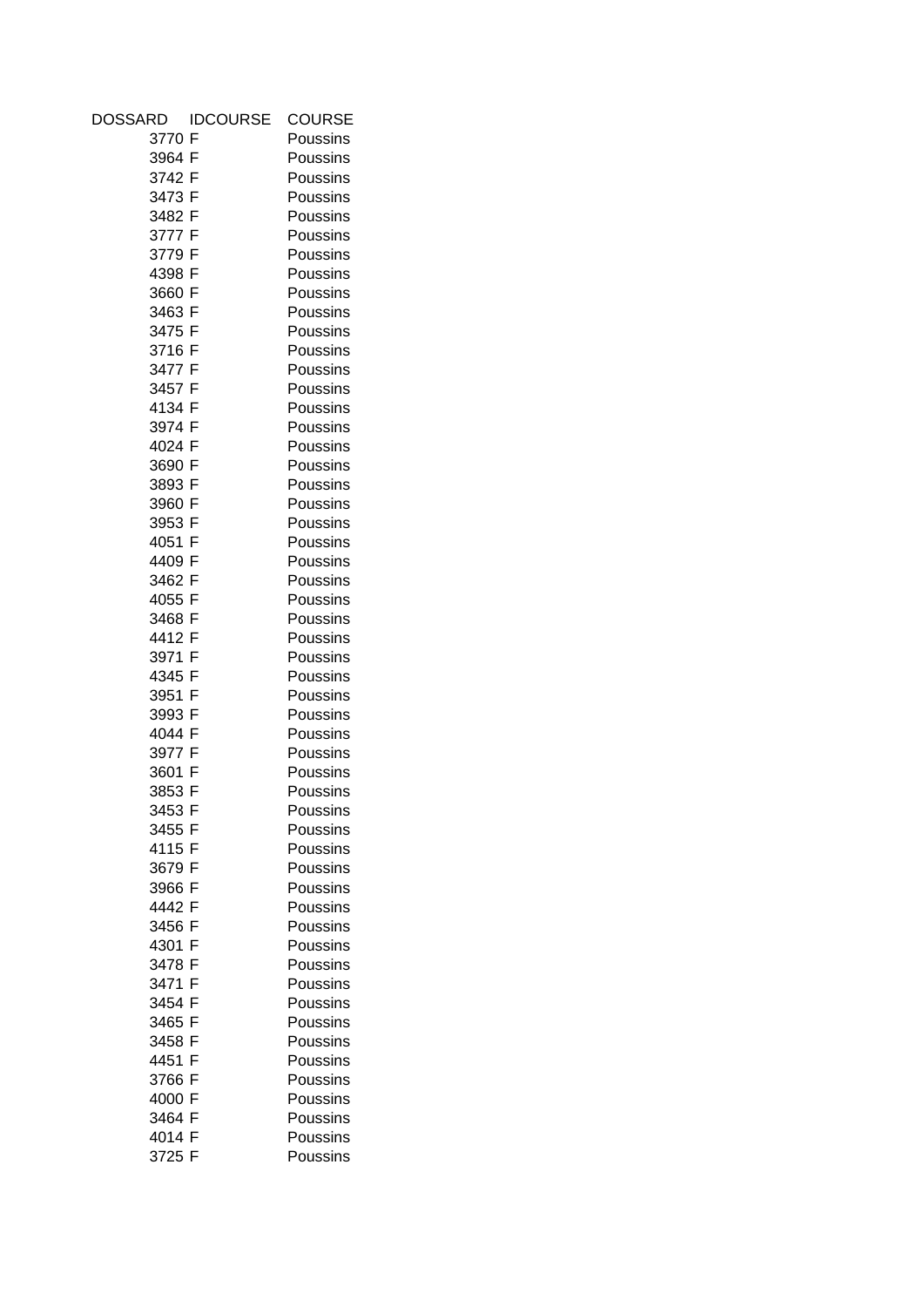| DOSSARD | IDCOURSE | COURSE |
|---|---|---|
| 3770 | F | Poussins |
| 3964 | F | Poussins |
| 3742 | F | Poussins |
| 3473 | F | Poussins |
| 3482 | F | Poussins |
| 3777 | F | Poussins |
| 3779 | F | Poussins |
| 4398 | F | Poussins |
| 3660 | F | Poussins |
| 3463 | F | Poussins |
| 3475 | F | Poussins |
| 3716 | F | Poussins |
| 3477 | F | Poussins |
| 3457 | F | Poussins |
| 4134 | F | Poussins |
| 3974 | F | Poussins |
| 4024 | F | Poussins |
| 3690 | F | Poussins |
| 3893 | F | Poussins |
| 3960 | F | Poussins |
| 3953 | F | Poussins |
| 4051 | F | Poussins |
| 4409 | F | Poussins |
| 3462 | F | Poussins |
| 4055 | F | Poussins |
| 3468 | F | Poussins |
| 4412 | F | Poussins |
| 3971 | F | Poussins |
| 4345 | F | Poussins |
| 3951 | F | Poussins |
| 3993 | F | Poussins |
| 4044 | F | Poussins |
| 3977 | F | Poussins |
| 3601 | F | Poussins |
| 3853 | F | Poussins |
| 3453 | F | Poussins |
| 3455 | F | Poussins |
| 4115 | F | Poussins |
| 3679 | F | Poussins |
| 3966 | F | Poussins |
| 4442 | F | Poussins |
| 3456 | F | Poussins |
| 4301 | F | Poussins |
| 3478 | F | Poussins |
| 3471 | F | Poussins |
| 3454 | F | Poussins |
| 3465 | F | Poussins |
| 3458 | F | Poussins |
| 4451 | F | Poussins |
| 3766 | F | Poussins |
| 4000 | F | Poussins |
| 3464 | F | Poussins |
| 4014 | F | Poussins |
| 3725 | F | Poussins |